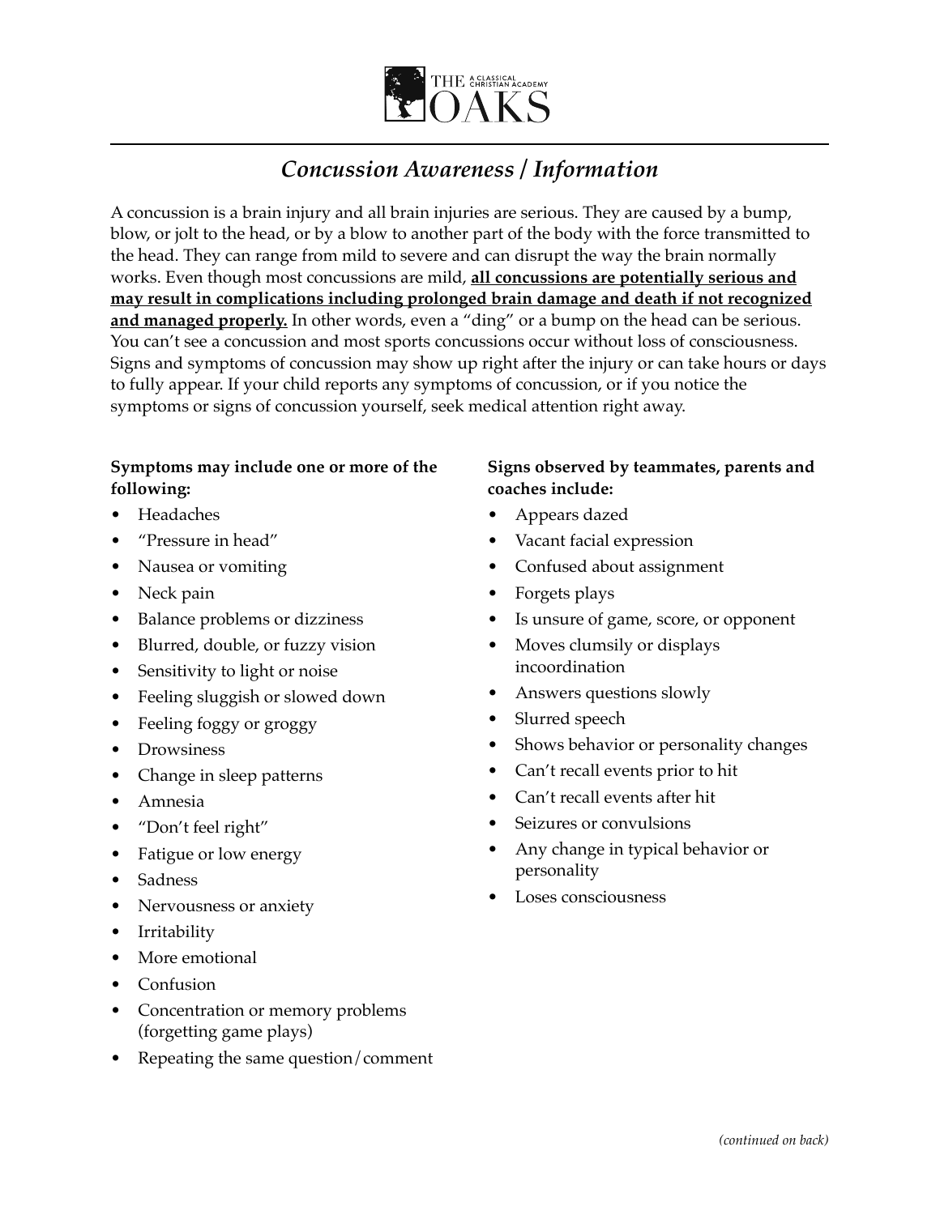THE A CLASSICAL CHRISTIAN ACADEMY OAKS

# *Concussion Awareness / Information*

A concussion is a brain injury and all brain injuries are serious. They are caused by a bump, blow, or jolt to the head, or by a blow to another part of the body with the force transmitted to the head. They can range from mild to severe and can disrupt the way the brain normally works. Even though most concussions are mild, **all concussions are potentially serious and may result in complications including prolonged brain damage and death if not recognized and managed properly.** In other words, even a "ding" or a bump on the head can be serious. You can't see a concussion and most sports concussions occur without loss of consciousness. Signs and symptoms of concussion may show up right after the injury or can take hours or days to fully appear. If your child reports any symptoms of concussion, or if you notice the symptoms or signs of concussion yourself, seek medical attention right away.

**Symptoms may include one or more of the following:**

- Headaches
- "Pressure in head"
- Nausea or vomiting
- Neck pain
- Balance problems or dizziness
- Blurred, double, or fuzzy vision
- Sensitivity to light or noise
- Feeling sluggish or slowed down
- Feeling foggy or groggy
- Drowsiness
- Change in sleep patterns
- Amnesia
- "Don't feel right"
- Fatigue or low energy
- Sadness
- Nervousness or anxiety
- Irritability
- More emotional
- Confusion
- Concentration or memory problems (forgetting game plays)
- Repeating the same question/comment

**Signs observed by teammates, parents and coaches include:**

- Appears dazed
- Vacant facial expression
- Confused about assignment
- Forgets plays
- Is unsure of game, score, or opponent
- Moves clumsily or displays incoordination
- Answers questions slowly
- Slurred speech
- Shows behavior or personality changes
- Can't recall events prior to hit
- Can't recall events after hit
- Seizures or convulsions
- Any change in typical behavior or personality
- Loses consciousness

*(continued on back)*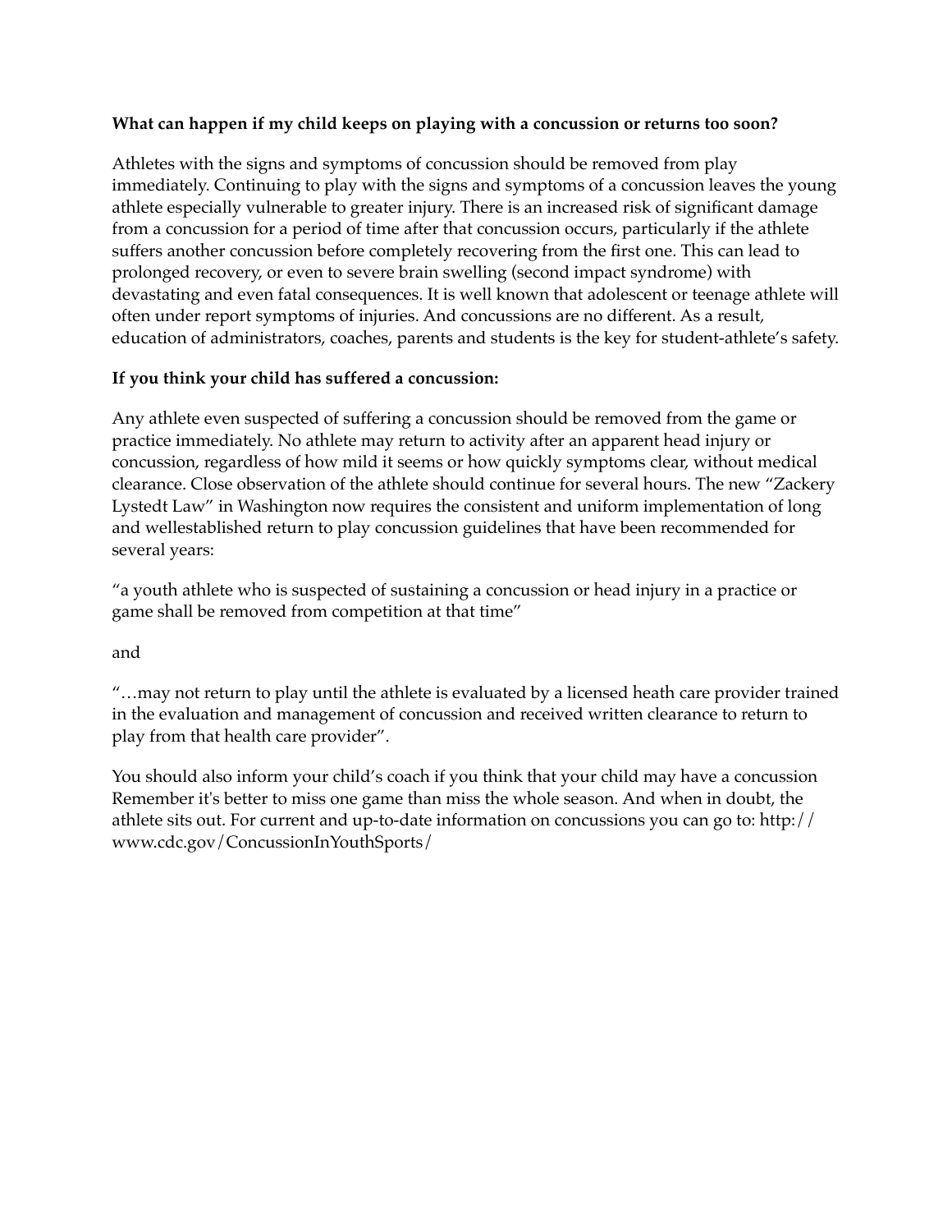**What can happen if my child keeps on playing with a concussion or returns too soon?**

Athletes with the signs and symptoms of concussion should be removed from play immediately. Continuing to play with the signs and symptoms of a concussion leaves the young athlete especially vulnerable to greater injury. There is an increased risk of significant damage from a concussion for a period of time after that concussion occurs, particularly if the athlete suffers another concussion before completely recovering from the first one. This can lead to prolonged recovery, or even to severe brain swelling (second impact syndrome) with devastating and even fatal consequences. It is well known that adolescent or teenage athlete will often under report symptoms of injuries. And concussions are no different. As a result, education of administrators, coaches, parents and students is the key for student-athlete's safety.

**If you think your child has suffered a concussion:**

Any athlete even suspected of suffering a concussion should be removed from the game or practice immediately. No athlete may return to activity after an apparent head injury or concussion, regardless of how mild it seems or how quickly symptoms clear, without medical clearance. Close observation of the athlete should continue for several hours. The new "Zackery Lystedt Law" in Washington now requires the consistent and uniform implementation of long and wellestablished return to play concussion guidelines that have been recommended for several years:

"a youth athlete who is suspected of sustaining a concussion or head injury in a practice or game shall be removed from competition at that time"

and

"…may not return to play until the athlete is evaluated by a licensed heath care provider trained in the evaluation and management of concussion and received written clearance to return to play from that health care provider".

You should also inform your child's coach if you think that your child may have a concussion Remember it's better to miss one game than miss the whole season. And when in doubt, the athlete sits out. For current and up-to-date information on concussions you can go to: http://www.cdc.gov/ConcussionInYouthSports/